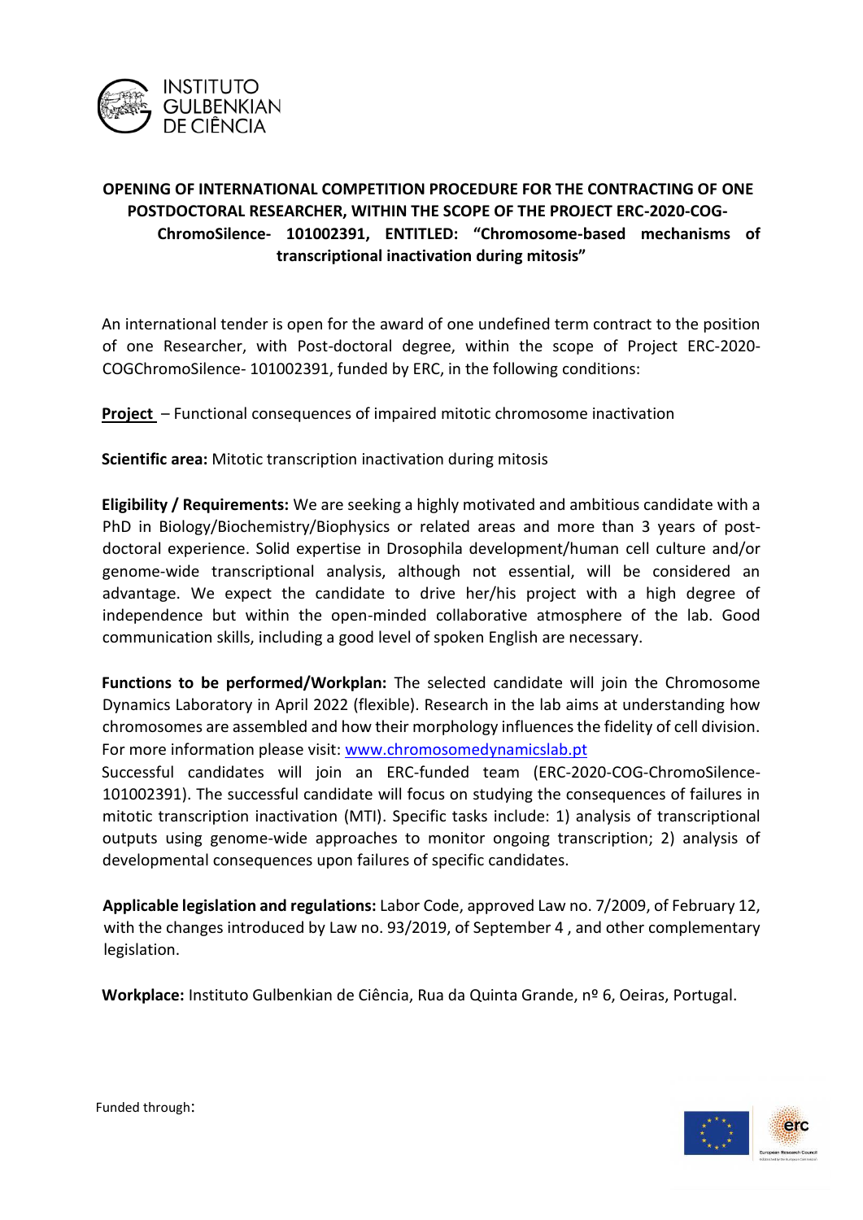**OPENING OF INTERNATIONAL COMPETITION PROCEDURE FOR THE CONTRACTING OF ONE POSTDOCTORAL RESEARCHER, WITHIN THE SCOPE OF THE PROJECT ERC-2020-COG-ChromoSilence- 101002391, ENTITLED: "Chromosome-based mechanisms of transcriptional inactivation during mitosis"**

An international tender is open for the award of one undefined term contract to the position of one Researcher, with Post-doctoral degree, within the scope of Project ERC-2020-COGChromoSilence- 101002391, funded by ERC, in the following conditions:

**Project** – Functional consequences of impaired mitotic chromosome inactivation

**Scientific area:** Mitotic transcription inactivation during mitosis

**Eligibility / Requirements:** We are seeking a highly motivated and ambitious candidate with a PhD in Biology/Biochemistry/Biophysics or related areas and more than 3 years of post-doctoral experience. Solid expertise in Drosophila development/human cell culture and/or genome-wide transcriptional analysis, although not essential, will be considered an advantage. We expect the candidate to drive her/his project with a high degree of independence but within the open-minded collaborative atmosphere of the lab. Good communication skills, including a good level of spoken English are necessary.

**Functions to be performed/Workplan:** The selected candidate will join the Chromosome Dynamics Laboratory in April 2022 (flexible). Research in the lab aims at understanding how chromosomes are assembled and how their morphology influences the fidelity of cell division. For more information please visit: [www.chromosomedynamicslab.pt](www.chromosomedynamicslab.pt)
Successful candidates will join an ERC-funded team (ERC-2020-COG-ChromoSilence-101002391). The successful candidate will focus on studying the consequences of failures in mitotic transcription inactivation (MTI). Specific tasks include: 1) analysis of transcriptional outputs using genome-wide approaches to monitor ongoing transcription; 2) analysis of developmental consequences upon failures of specific candidates.

**Applicable legislation and regulations:** Labor Code, approved Law no. 7/2009, of February 12, with the changes introduced by Law no. 93/2019, of September 4 , and other complementary legislation.

**Workplace:** Instituto Gulbenkian de Ciência, Rua da Quinta Grande, nº 6, Oeiras, Portugal.

Funded through: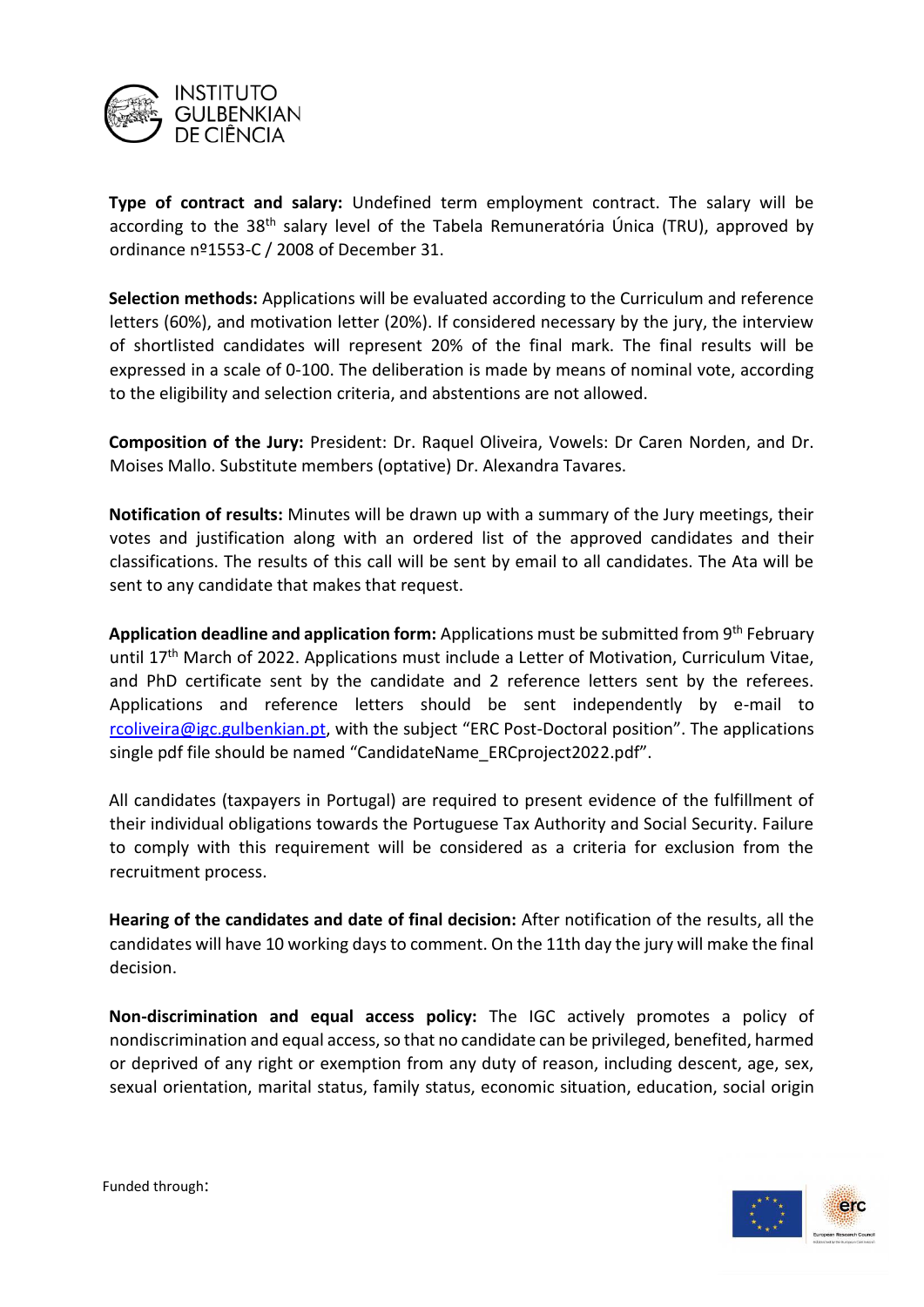**Type of contract and salary:** Undefined term employment contract. The salary will be according to the 38th salary level of the Tabela Remuneratória Única (TRU), approved by ordinance nº1553-C / 2008 of December 31.

**Selection methods:** Applications will be evaluated according to the Curriculum and reference letters (60%), and motivation letter (20%). If considered necessary by the jury, the interview of shortlisted candidates will represent 20% of the final mark. The final results will be expressed in a scale of 0-100. The deliberation is made by means of nominal vote, according to the eligibility and selection criteria, and abstentions are not allowed.

**Composition of the Jury:** President: Dr. Raquel Oliveira, Vowels: Dr Caren Norden, and Dr. Moises Mallo. Substitute members (optative) Dr. Alexandra Tavares.

**Notification of results:** Minutes will be drawn up with a summary of the Jury meetings, their votes and justification along with an ordered list of the approved candidates and their classifications. The results of this call will be sent by email to all candidates. The Ata will be sent to any candidate that makes that request.

**Application deadline and application form:** Applications must be submitted from 9th February until 17th March of 2022. Applications must include a Letter of Motivation, Curriculum Vitae, and PhD certificate sent by the candidate and 2 reference letters sent by the referees. Applications and reference letters should be sent independently by e-mail to rcoliveira@igc.gulbenkian.pt, with the subject "ERC Post-Doctoral position". The applications single pdf file should be named "CandidateName_ERCproject2022.pdf".

All candidates (taxpayers in Portugal) are required to present evidence of the fulfillment of their individual obligations towards the Portuguese Tax Authority and Social Security. Failure to comply with this requirement will be considered as a criteria for exclusion from the recruitment process.

**Hearing of the candidates and date of final decision:** After notification of the results, all the candidates will have 10 working days to comment. On the 11th day the jury will make the final decision.

**Non-discrimination and equal access policy:** The IGC actively promotes a policy of nondiscrimination and equal access, so that no candidate can be privileged, benefited, harmed or deprived of any right or exemption from any duty of reason, including descent, age, sex, sexual orientation, marital status, family status, economic situation, education, social origin

Funded through: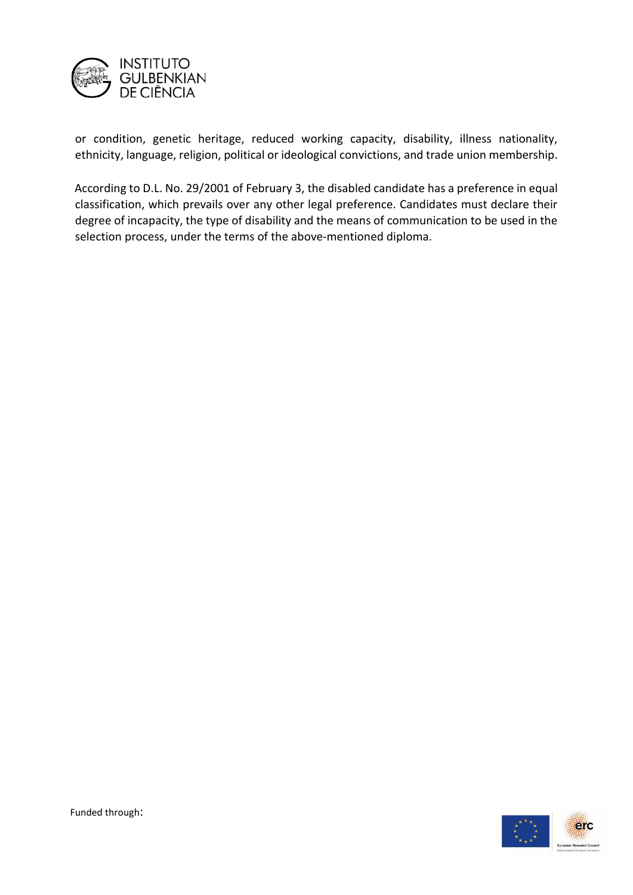or condition, genetic heritage, reduced working capacity, disability, illness nationality, ethnicity, language, religion, political or ideological convictions, and trade union membership.

According to D.L. No. 29/2001 of February 3, the disabled candidate has a preference in equal classification, which prevails over any other legal preference. Candidates must declare their degree of incapacity, the type of disability and the means of communication to be used in the selection process, under the terms of the above-mentioned diploma.